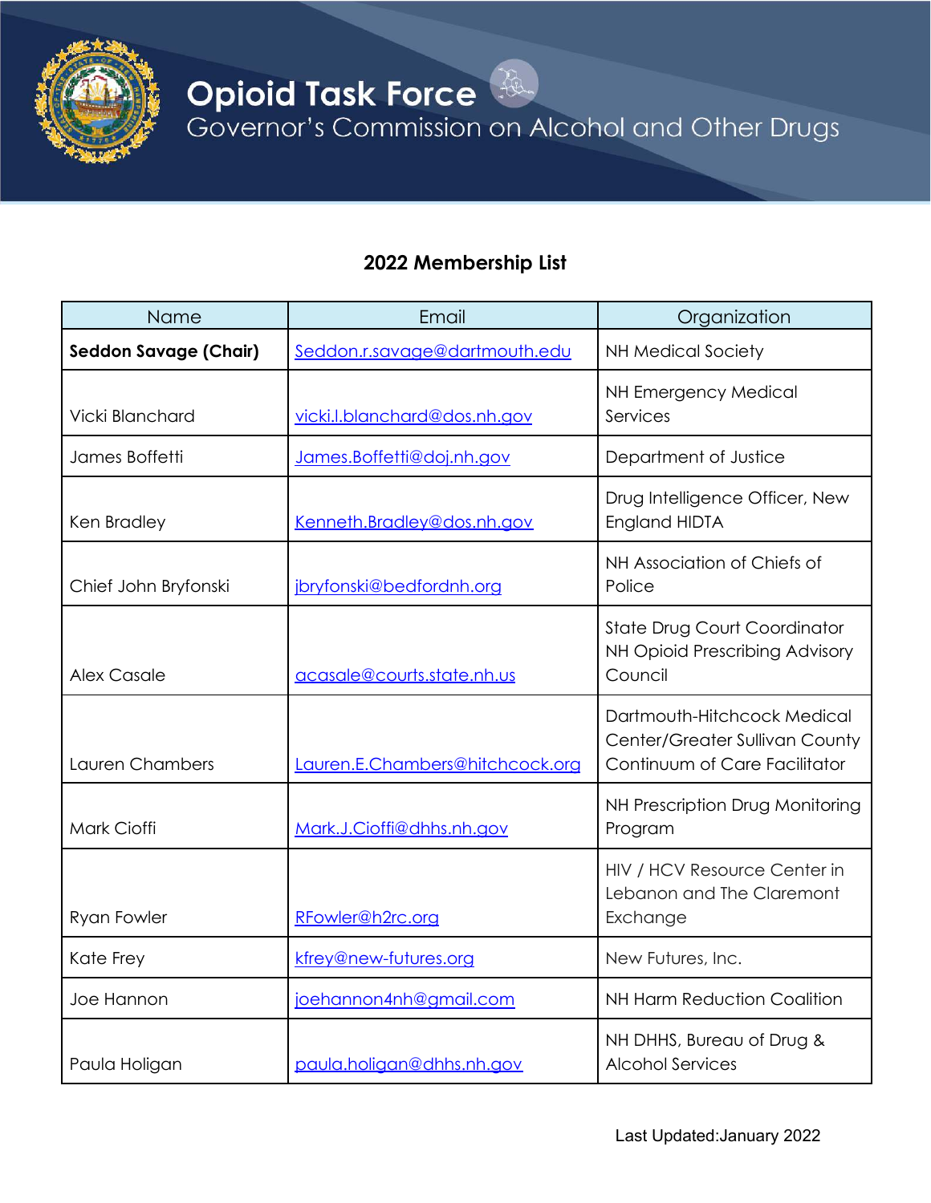# Opioid Task Force

## Governor's Commission on Alcohol and Other Drugs

### 2022 Membership List

| Name | Email | Organization |
|---|---|---|
| **Seddon Savage (Chair)** | Seddon.r.savage@dartmouth.edu | NH Medical Society |
| Vicki Blanchard | vicki.l.blanchard@dos.nh.gov | NH Emergency Medical Services |
| James Boffetti | James.Boffetti@doj.nh.gov | Department of Justice |
| Ken Bradley | Kenneth.Bradley@dos.nh.gov | Drug Intelligence Officer, New England HIDTA |
| Chief John Bryfonski | jbryfonski@bedfordnh.org | NH Association of Chiefs of Police |
| Alex Casale | acasale@courts.state.nh.us | State Drug Court Coordinator NH Opioid Prescribing Advisory Council |
| Lauren Chambers | Lauren.E.Chambers@hitchcock.org | Dartmouth-Hitchcock Medical Center/Greater Sullivan County Continuum of Care Facilitator |
| Mark Cioffi | Mark.J.Cioffi@dhhs.nh.gov | NH Prescription Drug Monitoring Program |
| Ryan Fowler | RFowler@h2rc.org | HIV / HCV Resource Center in Lebanon and The Claremont Exchange |
| Kate Frey | kfrey@new-futures.org | New Futures, Inc. |
| Joe Hannon | joehannon4nh@gmail.com | NH Harm Reduction Coalition |
| Paula Holigan | paula.holigan@dhhs.nh.gov | NH DHHS, Bureau of Drug & Alcohol Services |

Last Updated:January 2022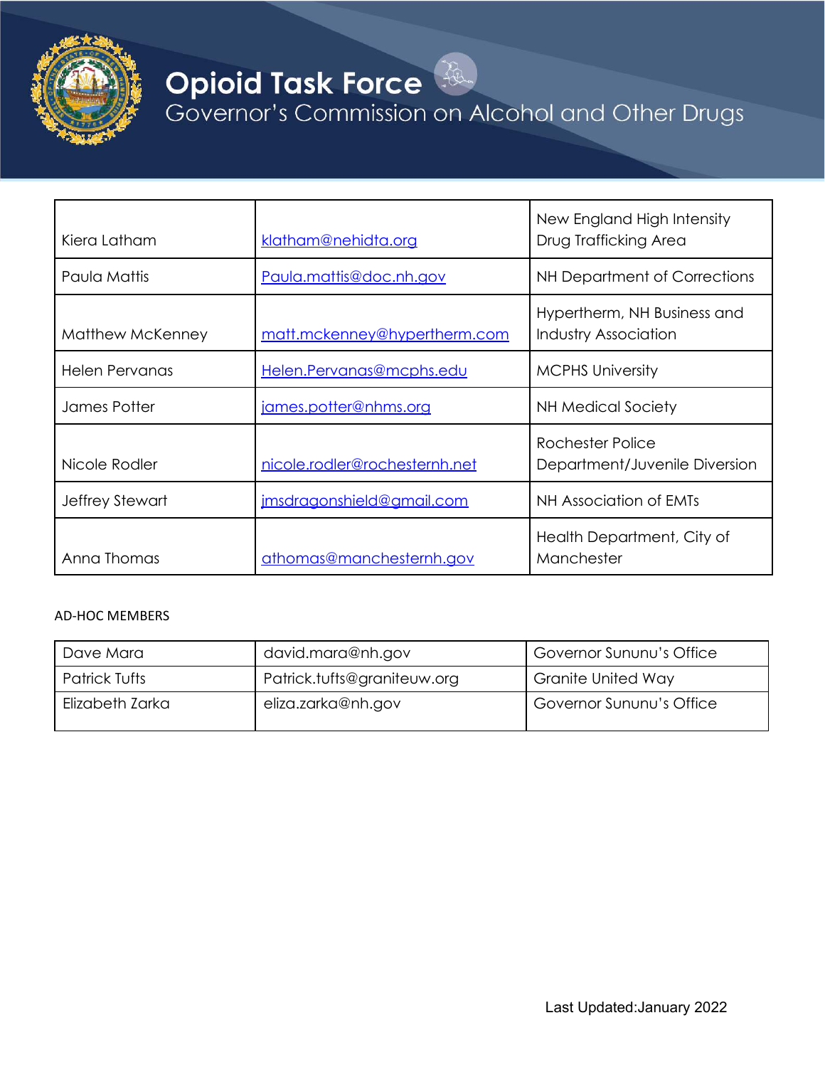# Opioid Task Force

Governor's Commission on Alcohol and Other Drugs

| | | |
|---|---|---|
| Kiera Latham | klatham@nehidta.org | New England High Intensity Drug Trafficking Area |
| Paula Mattis | Paula.mattis@doc.nh.gov | NH Department of Corrections |
| Matthew McKenney | matt.mckenney@hypertherm.com | Hypertherm, NH Business and Industry Association |
| Helen Pervanas | Helen.Pervanas@mcphs.edu | MCPHS University |
| James Potter | james.potter@nhms.org | NH Medical Society |
| Nicole Rodler | nicole.rodler@rochesternh.net | Rochester Police Department/Juvenile Diversion |
| Jeffrey Stewart | jmsdragonshield@gmail.com | NH Association of EMTs |
| Anna Thomas | athomas@manchesternh.gov | Health Department, City of Manchester |

AD-HOC MEMBERS

| | | |
|---|---|---|
| Dave Mara | david.mara@nh.gov | Governor Sununu's Office |
| Patrick Tufts | Patrick.tufts@graniteuw.org | Granite United Way |
| Elizabeth Zarka | eliza.zarka@nh.gov | Governor Sununu's Office |

Last Updated:January 2022